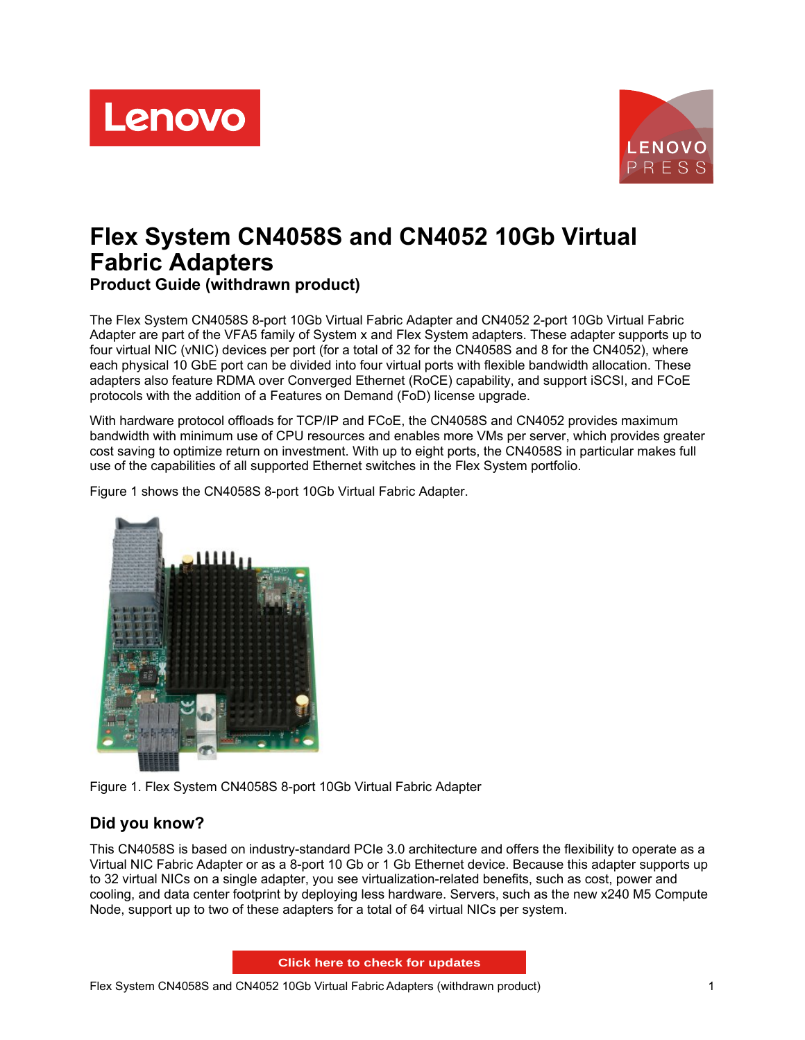# Flex System CN4058S and CN4052 10Gb Virtual Fabric Adapters

**Product Guide (withdrawn product)**

The Flex System CN4058S 8-port 10Gb Virtual Fabric Adapter and CN4052 2-port 10Gb Virtual Fabric Adapter are part of the VFA5 family of System x and Flex System adapters. These adapter supports up to four virtual NIC (vNIC) devices per port (for a total of 32 for the CN4058S and 8 for the CN4052), where each physical 10 GbE port can be divided into four virtual ports with flexible bandwidth allocation. These adapters also feature RDMA over Converged Ethernet (RoCE) capability, and support iSCSI, and FCoE protocols with the addition of a Features on Demand (FoD) license upgrade.

With hardware protocol offloads for TCP/IP and FCoE, the CN4058S and CN4052 provides maximum bandwidth with minimum use of CPU resources and enables more VMs per server, which provides greater cost saving to optimize return on investment. With up to eight ports, the CN4058S in particular makes full use of the capabilities of all supported Ethernet switches in the Flex System portfolio.

Figure 1 shows the CN4058S 8-port 10Gb Virtual Fabric Adapter.

Figure 1. Flex System CN4058S 8-port 10Gb Virtual Fabric Adapter

## Did you know?

This CN4058S is based on industry-standard PCIe 3.0 architecture and offers the flexibility to operate as a Virtual NIC Fabric Adapter or as a 8-port 10 Gb or 1 Gb Ethernet device. Because this adapter supports up to 32 virtual NICs on a single adapter, you see virtualization-related benefits, such as cost, power and cooling, and data center footprint by deploying less hardware. Servers, such as the new x240 M5 Compute Node, support up to two of these adapters for a total of 64 virtual NICs per system.

Click here to check for updates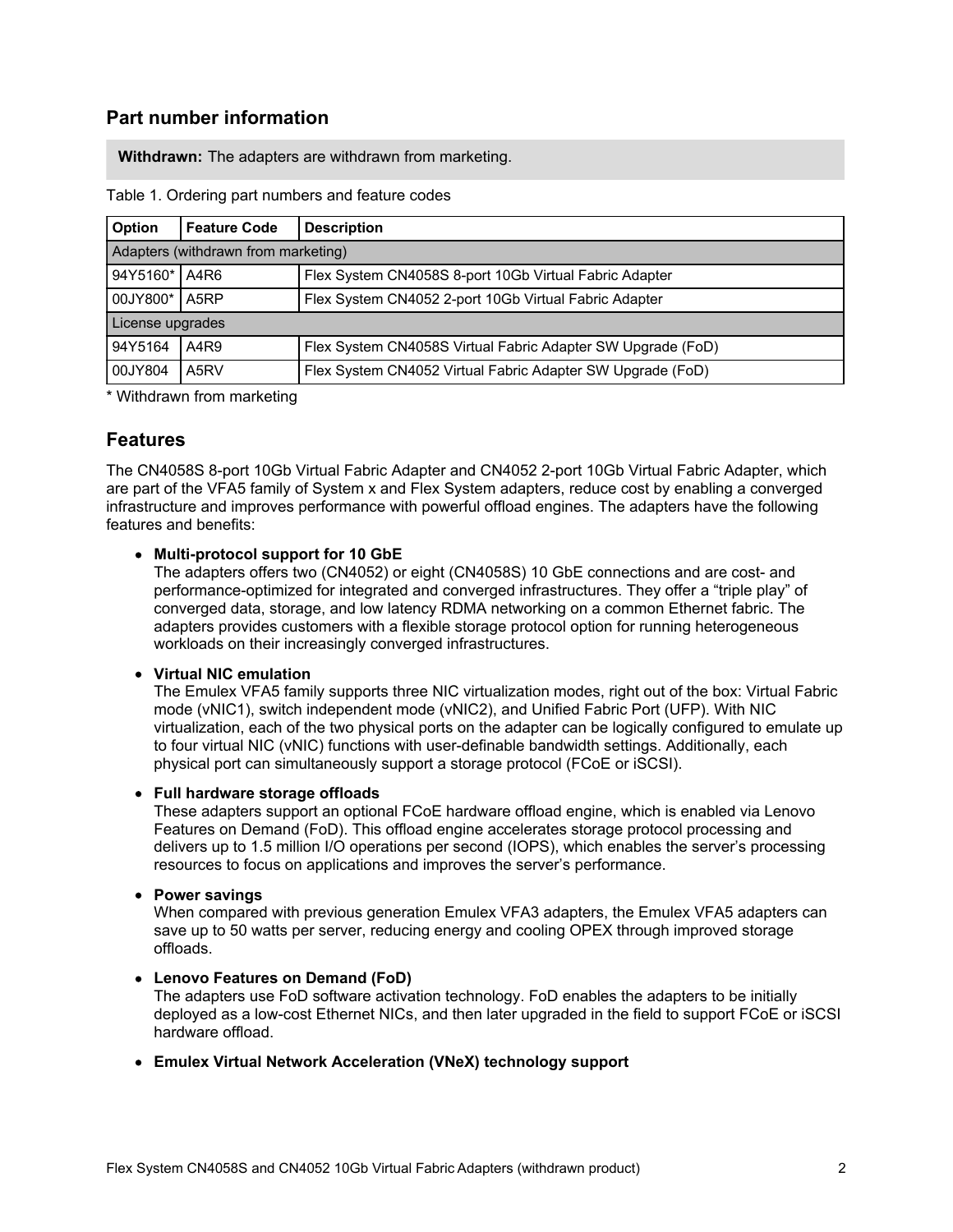## Part number information

**Withdrawn:** The adapters are withdrawn from marketing.

Table 1. Ordering part numbers and feature codes

| Option | Feature Code | Description |
|---|---|---|
| Adapters (withdrawn from marketing) | | |
| 94Y5160* | A4R6 | Flex System CN4058S 8-port 10Gb Virtual Fabric Adapter |
| 00JY800* | A5RP | Flex System CN4052 2-port 10Gb Virtual Fabric Adapter |
| License upgrades | | |
| 94Y5164 | A4R9 | Flex System CN4058S Virtual Fabric Adapter SW Upgrade (FoD) |
| 00JY804 | A5RV | Flex System CN4052 Virtual Fabric Adapter SW Upgrade (FoD) |

\* Withdrawn from marketing

## Features

The CN4058S 8-port 10Gb Virtual Fabric Adapter and CN4052 2-port 10Gb Virtual Fabric Adapter, which are part of the VFA5 family of System x and Flex System adapters, reduce cost by enabling a converged infrastructure and improves performance with powerful offload engines. The adapters have the following features and benefits:

- **Multi-protocol support for 10 GbE**
  The adapters offers two (CN4052) or eight (CN4058S) 10 GbE connections and are cost- and performance-optimized for integrated and converged infrastructures. They offer a “triple play” of converged data, storage, and low latency RDMA networking on a common Ethernet fabric. The adapters provides customers with a flexible storage protocol option for running heterogeneous workloads on their increasingly converged infrastructures.
- **Virtual NIC emulation**
  The Emulex VFA5 family supports three NIC virtualization modes, right out of the box: Virtual Fabric mode (vNIC1), switch independent mode (vNIC2), and Unified Fabric Port (UFP). With NIC virtualization, each of the two physical ports on the adapter can be logically configured to emulate up to four virtual NIC (vNIC) functions with user-definable bandwidth settings. Additionally, each physical port can simultaneously support a storage protocol (FCoE or iSCSI).
- **Full hardware storage offloads**
  These adapters support an optional FCoE hardware offload engine, which is enabled via Lenovo Features on Demand (FoD). This offload engine accelerates storage protocol processing and delivers up to 1.5 million I/O operations per second (IOPS), which enables the server’s processing resources to focus on applications and improves the server’s performance.
- **Power savings**
  When compared with previous generation Emulex VFA3 adapters, the Emulex VFA5 adapters can save up to 50 watts per server, reducing energy and cooling OPEX through improved storage offloads.
- **Lenovo Features on Demand (FoD)**
  The adapters use FoD software activation technology. FoD enables the adapters to be initially deployed as a low-cost Ethernet NICs, and then later upgraded in the field to support FCoE or iSCSI hardware offload.
- **Emulex Virtual Network Acceleration (VNeX) technology support**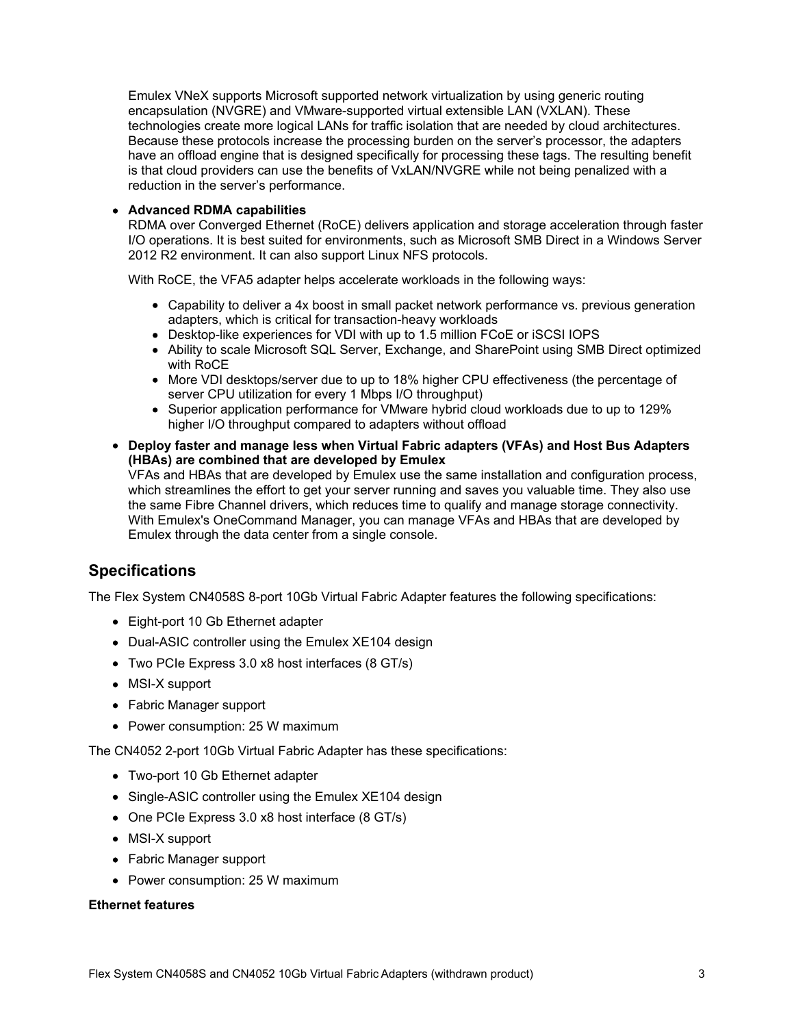Emulex VNeX supports Microsoft supported network virtualization by using generic routing encapsulation (NVGRE) and VMware-supported virtual extensible LAN (VXLAN). These technologies create more logical LANs for traffic isolation that are needed by cloud architectures. Because these protocols increase the processing burden on the server's processor, the adapters have an offload engine that is designed specifically for processing these tags. The resulting benefit is that cloud providers can use the benefits of VxLAN/NVGRE while not being penalized with a reduction in the server's performance.

- **Advanced RDMA capabilities**
  RDMA over Converged Ethernet (RoCE) delivers application and storage acceleration through faster I/O operations. It is best suited for environments, such as Microsoft SMB Direct in a Windows Server 2012 R2 environment. It can also support Linux NFS protocols.

  With RoCE, the VFA5 adapter helps accelerate workloads in the following ways:

  - Capability to deliver a 4x boost in small packet network performance vs. previous generation adapters, which is critical for transaction-heavy workloads
  - Desktop-like experiences for VDI with up to 1.5 million FCoE or iSCSI IOPS
  - Ability to scale Microsoft SQL Server, Exchange, and SharePoint using SMB Direct optimized with RoCE
  - More VDI desktops/server due to up to 18% higher CPU effectiveness (the percentage of server CPU utilization for every 1 Mbps I/O throughput)
  - Superior application performance for VMware hybrid cloud workloads due to up to 129% higher I/O throughput compared to adapters without offload

- **Deploy faster and manage less when Virtual Fabric adapters (VFAs) and Host Bus Adapters (HBAs) are combined that are developed by Emulex**
  VFAs and HBAs that are developed by Emulex use the same installation and configuration process, which streamlines the effort to get your server running and saves you valuable time. They also use the same Fibre Channel drivers, which reduces time to qualify and manage storage connectivity. With Emulex's OneCommand Manager, you can manage VFAs and HBAs that are developed by Emulex through the data center from a single console.

## Specifications

The Flex System CN4058S 8-port 10Gb Virtual Fabric Adapter features the following specifications:

- Eight-port 10 Gb Ethernet adapter
- Dual-ASIC controller using the Emulex XE104 design
- Two PCIe Express 3.0 x8 host interfaces (8 GT/s)
- MSI-X support
- Fabric Manager support
- Power consumption: 25 W maximum

The CN4052 2-port 10Gb Virtual Fabric Adapter has these specifications:

- Two-port 10 Gb Ethernet adapter
- Single-ASIC controller using the Emulex XE104 design
- One PCIe Express 3.0 x8 host interface (8 GT/s)
- MSI-X support
- Fabric Manager support
- Power consumption: 25 W maximum

### Ethernet features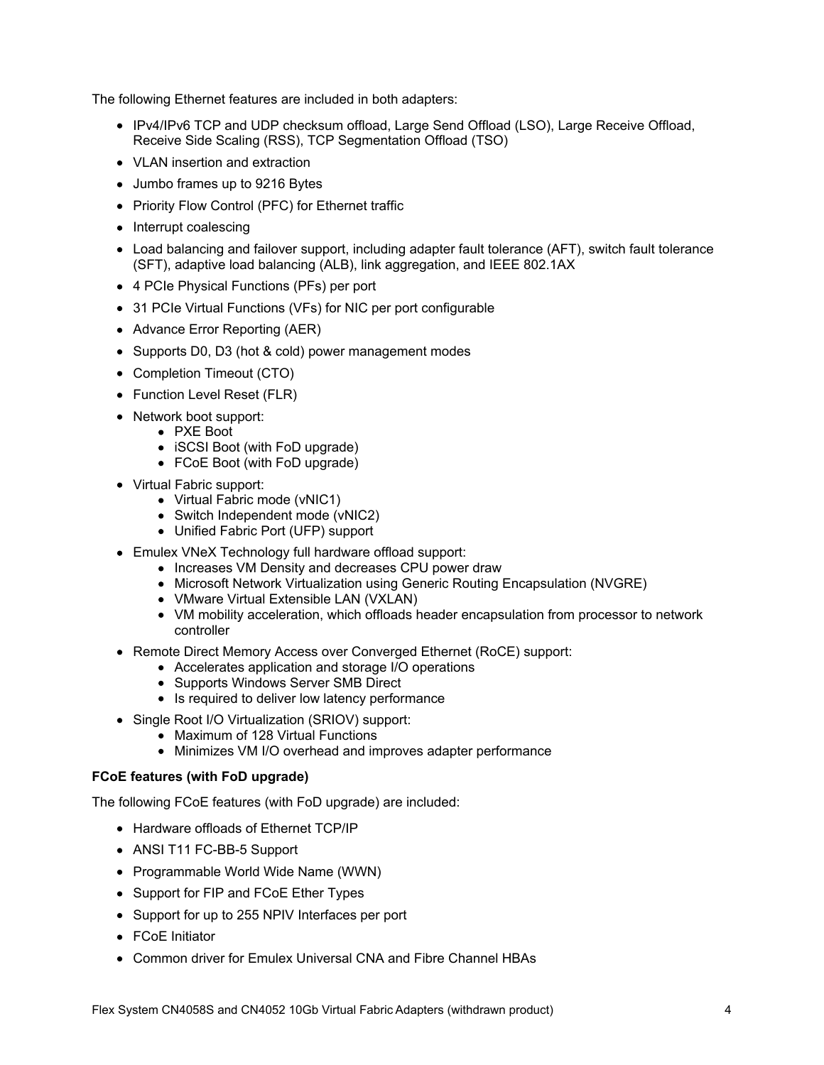The following Ethernet features are included in both adapters:

- IPv4/IPv6 TCP and UDP checksum offload, Large Send Offload (LSO), Large Receive Offload, Receive Side Scaling (RSS), TCP Segmentation Offload (TSO)
- VLAN insertion and extraction
- Jumbo frames up to 9216 Bytes
- Priority Flow Control (PFC) for Ethernet traffic
- Interrupt coalescing
- Load balancing and failover support, including adapter fault tolerance (AFT), switch fault tolerance (SFT), adaptive load balancing (ALB), link aggregation, and IEEE 802.1AX
- 4 PCIe Physical Functions (PFs) per port
- 31 PCIe Virtual Functions (VFs) for NIC per port configurable
- Advance Error Reporting (AER)
- Supports D0, D3 (hot & cold) power management modes
- Completion Timeout (CTO)
- Function Level Reset (FLR)
- Network boot support:
  - PXE Boot
  - iSCSI Boot (with FoD upgrade)
  - FCoE Boot (with FoD upgrade)
- Virtual Fabric support:
  - Virtual Fabric mode (vNIC1)
  - Switch Independent mode (vNIC2)
  - Unified Fabric Port (UFP) support
- Emulex VNeX Technology full hardware offload support:
  - Increases VM Density and decreases CPU power draw
  - Microsoft Network Virtualization using Generic Routing Encapsulation (NVGRE)
  - VMware Virtual Extensible LAN (VXLAN)
  - VM mobility acceleration, which offloads header encapsulation from processor to network controller
- Remote Direct Memory Access over Converged Ethernet (RoCE) support:
  - Accelerates application and storage I/O operations
  - Supports Windows Server SMB Direct
  - Is required to deliver low latency performance
- Single Root I/O Virtualization (SRIOV) support:
  - Maximum of 128 Virtual Functions
  - Minimizes VM I/O overhead and improves adapter performance

**FCoE features (with FoD upgrade)**

The following FCoE features (with FoD upgrade) are included:

- Hardware offloads of Ethernet TCP/IP
- ANSI T11 FC-BB-5 Support
- Programmable World Wide Name (WWN)
- Support for FIP and FCoE Ether Types
- Support for up to 255 NPIV Interfaces per port
- FCoE Initiator
- Common driver for Emulex Universal CNA and Fibre Channel HBAs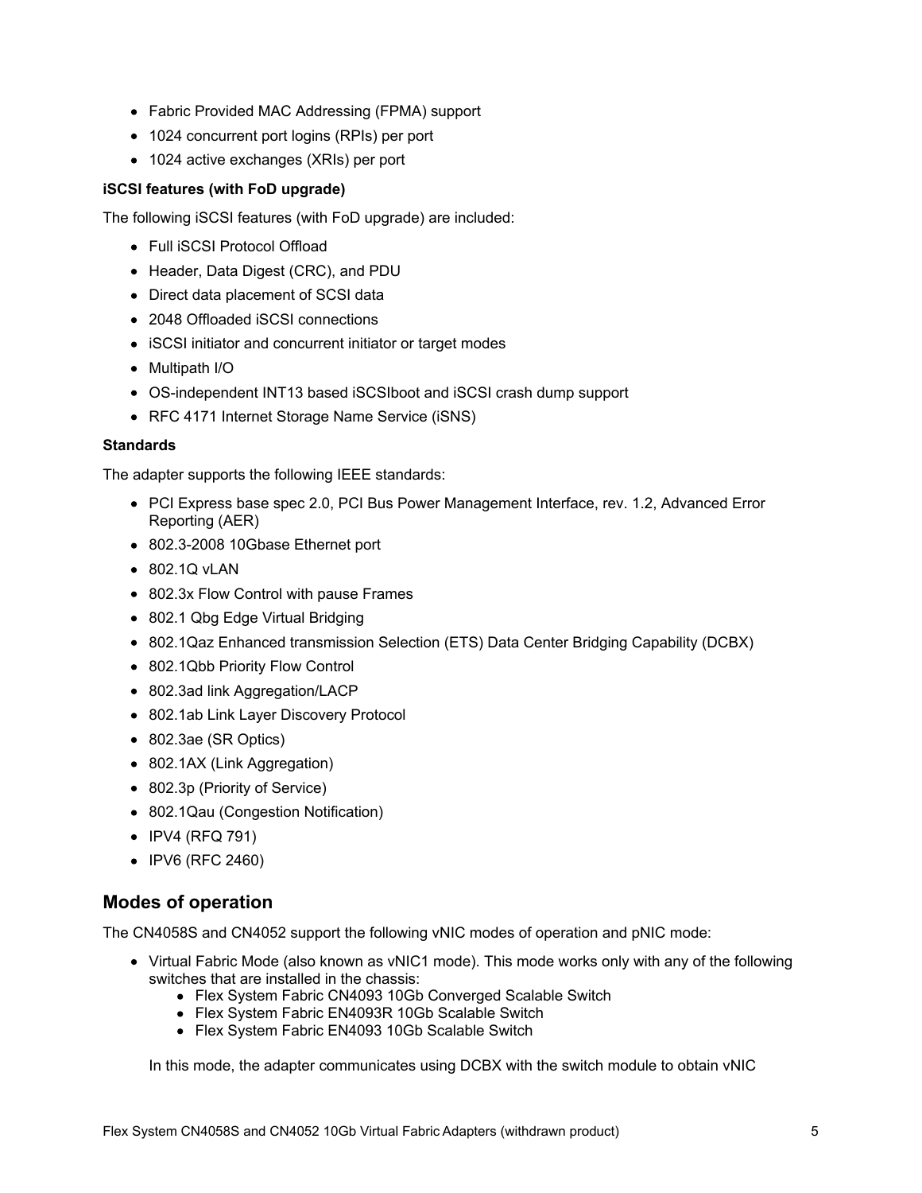- Fabric Provided MAC Addressing (FPMA) support
- 1024 concurrent port logins (RPIs) per port
- 1024 active exchanges (XRIs) per port

**iSCSI features (with FoD upgrade)**

The following iSCSI features (with FoD upgrade) are included:

- Full iSCSI Protocol Offload
- Header, Data Digest (CRC), and PDU
- Direct data placement of SCSI data
- 2048 Offloaded iSCSI connections
- iSCSI initiator and concurrent initiator or target modes
- Multipath I/O
- OS-independent INT13 based iSCSIboot and iSCSI crash dump support
- RFC 4171 Internet Storage Name Service (iSNS)

**Standards**

The adapter supports the following IEEE standards:

- PCI Express base spec 2.0, PCI Bus Power Management Interface, rev. 1.2, Advanced Error Reporting (AER)
- 802.3-2008 10Gbase Ethernet port
- 802.1Q vLAN
- 802.3x Flow Control with pause Frames
- 802.1 Qbg Edge Virtual Bridging
- 802.1Qaz Enhanced transmission Selection (ETS) Data Center Bridging Capability (DCBX)
- 802.1Qbb Priority Flow Control
- 802.3ad link Aggregation/LACP
- 802.1ab Link Layer Discovery Protocol
- 802.3ae (SR Optics)
- 802.1AX (Link Aggregation)
- 802.3p (Priority of Service)
- 802.1Qau (Congestion Notification)
- IPV4 (RFQ 791)
- IPV6 (RFC 2460)

## Modes of operation

The CN4058S and CN4052 support the following vNIC modes of operation and pNIC mode:

- Virtual Fabric Mode (also known as vNIC1 mode). This mode works only with any of the following switches that are installed in the chassis:
  - Flex System Fabric CN4093 10Gb Converged Scalable Switch
  - Flex System Fabric EN4093R 10Gb Scalable Switch
  - Flex System Fabric EN4093 10Gb Scalable Switch

  In this mode, the adapter communicates using DCBX with the switch module to obtain vNIC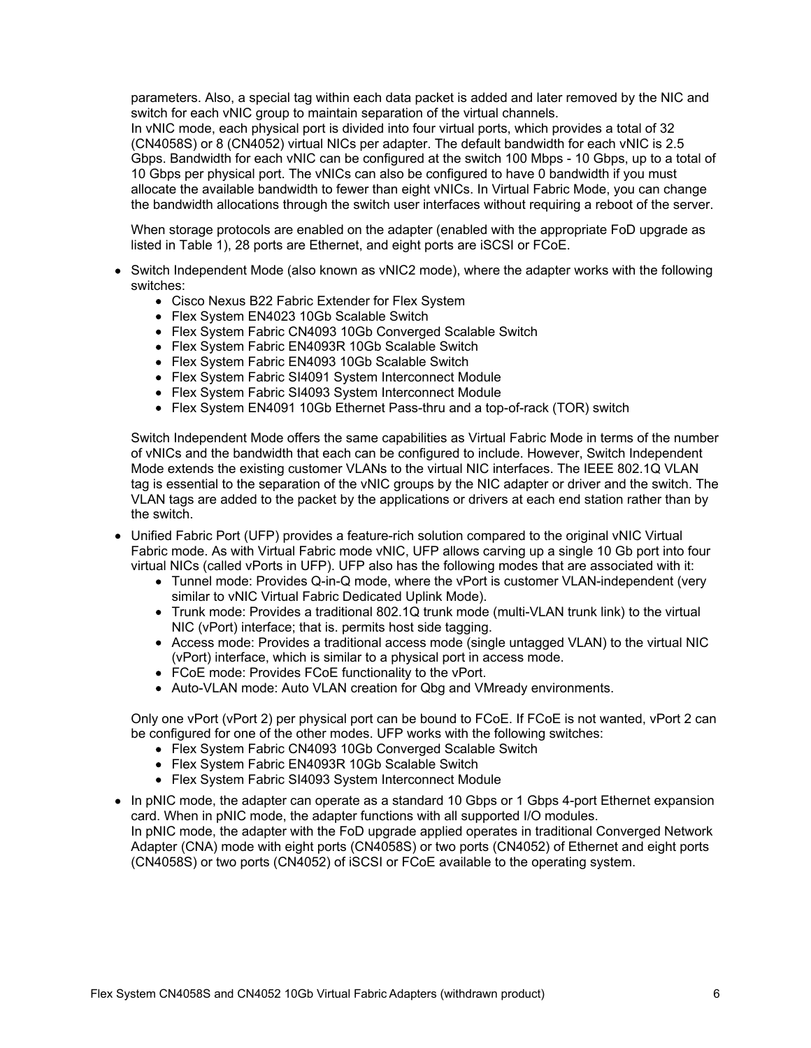parameters. Also, a special tag within each data packet is added and later removed by the NIC and switch for each vNIC group to maintain separation of the virtual channels.
In vNIC mode, each physical port is divided into four virtual ports, which provides a total of 32 (CN4058S) or 8 (CN4052) virtual NICs per adapter. The default bandwidth for each vNIC is 2.5 Gbps. Bandwidth for each vNIC can be configured at the switch 100 Mbps - 10 Gbps, up to a total of 10 Gbps per physical port. The vNICs can also be configured to have 0 bandwidth if you must allocate the available bandwidth to fewer than eight vNICs. In Virtual Fabric Mode, you can change the bandwidth allocations through the switch user interfaces without requiring a reboot of the server.

  When storage protocols are enabled on the adapter (enabled with the appropriate FoD upgrade as listed in Table 1), 28 ports are Ethernet, and eight ports are iSCSI or FCoE.

- Switch Independent Mode (also known as vNIC2 mode), where the adapter works with the following switches:
  - Cisco Nexus B22 Fabric Extender for Flex System
  - Flex System EN4023 10Gb Scalable Switch
  - Flex System Fabric CN4093 10Gb Converged Scalable Switch
  - Flex System Fabric EN4093R 10Gb Scalable Switch
  - Flex System Fabric EN4093 10Gb Scalable Switch
  - Flex System Fabric SI4091 System Interconnect Module
  - Flex System Fabric SI4093 System Interconnect Module
  - Flex System EN4091 10Gb Ethernet Pass-thru and a top-of-rack (TOR) switch

  Switch Independent Mode offers the same capabilities as Virtual Fabric Mode in terms of the number of vNICs and the bandwidth that each can be configured to include. However, Switch Independent Mode extends the existing customer VLANs to the virtual NIC interfaces. The IEEE 802.1Q VLAN tag is essential to the separation of the vNIC groups by the NIC adapter or driver and the switch. The VLAN tags are added to the packet by the applications or drivers at each end station rather than by the switch.

- Unified Fabric Port (UFP) provides a feature-rich solution compared to the original vNIC Virtual Fabric mode. As with Virtual Fabric mode vNIC, UFP allows carving up a single 10 Gb port into four virtual NICs (called vPorts in UFP). UFP also has the following modes that are associated with it:
  - Tunnel mode: Provides Q-in-Q mode, where the vPort is customer VLAN-independent (very similar to vNIC Virtual Fabric Dedicated Uplink Mode).
  - Trunk mode: Provides a traditional 802.1Q trunk mode (multi-VLAN trunk link) to the virtual NIC (vPort) interface; that is. permits host side tagging.
  - Access mode: Provides a traditional access mode (single untagged VLAN) to the virtual NIC (vPort) interface, which is similar to a physical port in access mode.
  - FCoE mode: Provides FCoE functionality to the vPort.
  - Auto-VLAN mode: Auto VLAN creation for Qbg and VMready environments.

  Only one vPort (vPort 2) per physical port can be bound to FCoE. If FCoE is not wanted, vPort 2 can be configured for one of the other modes. UFP works with the following switches:
  - Flex System Fabric CN4093 10Gb Converged Scalable Switch
  - Flex System Fabric EN4093R 10Gb Scalable Switch
  - Flex System Fabric SI4093 System Interconnect Module

- In pNIC mode, the adapter can operate as a standard 10 Gbps or 1 Gbps 4-port Ethernet expansion card. When in pNIC mode, the adapter functions with all supported I/O modules.
  In pNIC mode, the adapter with the FoD upgrade applied operates in traditional Converged Network Adapter (CNA) mode with eight ports (CN4058S) or two ports (CN4052) of Ethernet and eight ports (CN4058S) or two ports (CN4052) of iSCSI or FCoE available to the operating system.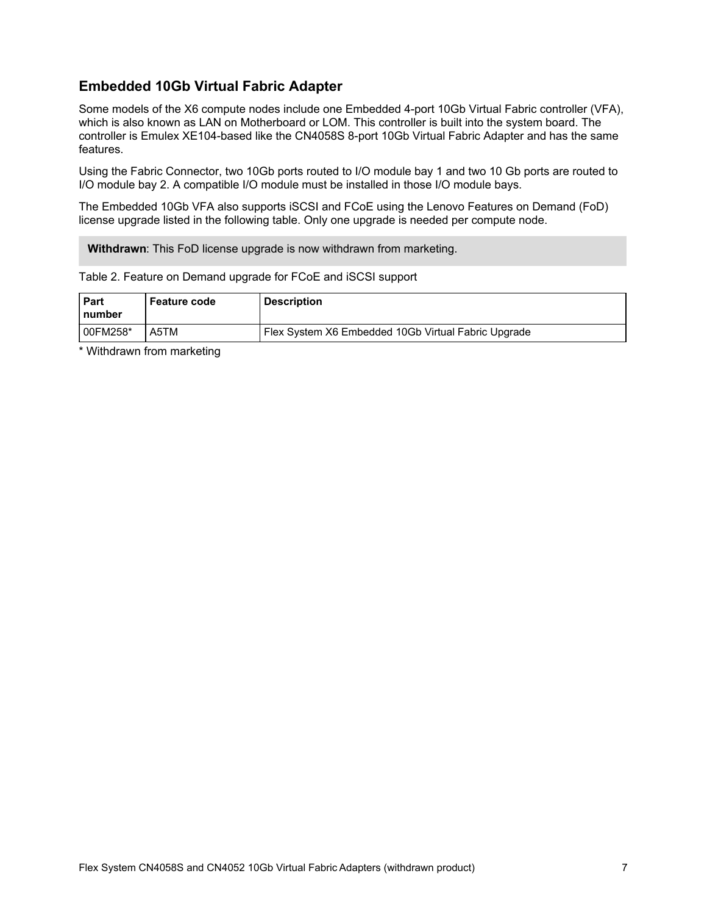## Embedded 10Gb Virtual Fabric Adapter

Some models of the X6 compute nodes include one Embedded 4-port 10Gb Virtual Fabric controller (VFA), which is also known as LAN on Motherboard or LOM. This controller is built into the system board. The controller is Emulex XE104-based like the CN4058S 8-port 10Gb Virtual Fabric Adapter and has the same features.

Using the Fabric Connector, two 10Gb ports routed to I/O module bay 1 and two 10 Gb ports are routed to I/O module bay 2. A compatible I/O module must be installed in those I/O module bays.

The Embedded 10Gb VFA also supports iSCSI and FCoE using the Lenovo Features on Demand (FoD) license upgrade listed in the following table. Only one upgrade is needed per compute node.

**Withdrawn**: This FoD license upgrade is now withdrawn from marketing.

Table 2. Feature on Demand upgrade for FCoE and iSCSI support

| Part number | Feature code | Description |
| --- | --- | --- |
| 00FM258* | A5TM | Flex System X6 Embedded 10Gb Virtual Fabric Upgrade |

* Withdrawn from marketing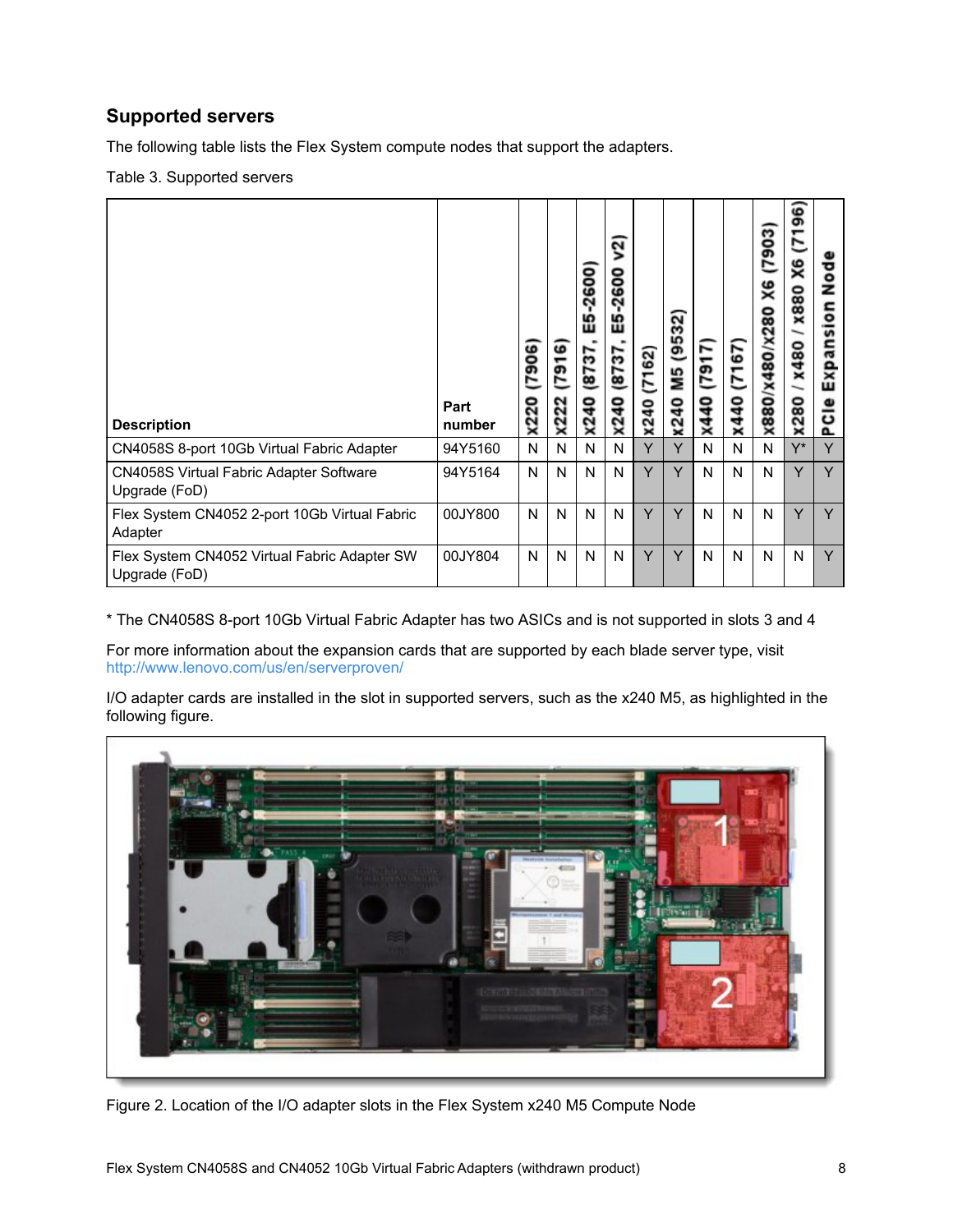## Supported servers

The following table lists the Flex System compute nodes that support the adapters.

Table 3. Supported servers

| Description | Part number | x220 (7906) | x222 (7916) | x240 (8737, E5-2600) | x240 (8737, E5-2600 v2) | x240 (7162) | x240 M5 (9532) | x440 (7917) | x440 (7167) | x880/x480/x280 X6 (7903) | x280 / x480 / x880 X6 (7196) | PCIe Expansion Node |
|---|---|---|---|---|---|---|---|---|---|---|---|---|
| CN4058S 8-port 10Gb Virtual Fabric Adapter | 94Y5160 | N | N | N | N | Y | Y | N | N | N | Y* | Y |
| CN4058S Virtual Fabric Adapter Software Upgrade (FoD) | 94Y5164 | N | N | N | N | Y | Y | N | N | N | Y | Y |
| Flex System CN4052 2-port 10Gb Virtual Fabric Adapter | 00JY800 | N | N | N | N | Y | Y | N | N | N | Y | Y |
| Flex System CN4052 Virtual Fabric Adapter SW Upgrade (FoD) | 00JY804 | N | N | N | N | Y | Y | N | N | N | N | Y |

* The CN4058S 8-port 10Gb Virtual Fabric Adapter has two ASICs and is not supported in slots 3 and 4

For more information about the expansion cards that are supported by each blade server type, visit http://www.lenovo.com/us/en/serverproven/

I/O adapter cards are installed in the slot in supported servers, such as the x240 M5, as highlighted in the following figure.

Figure 2. Location of the I/O adapter slots in the Flex System x240 M5 Compute Node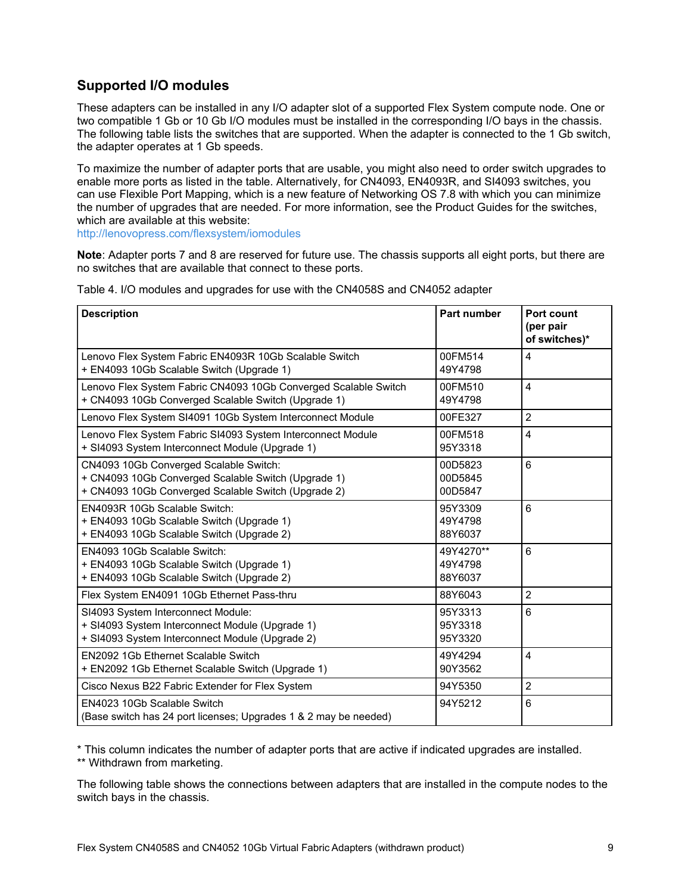## Supported I/O modules

These adapters can be installed in any I/O adapter slot of a supported Flex System compute node. One or two compatible 1 Gb or 10 Gb I/O modules must be installed in the corresponding I/O bays in the chassis. The following table lists the switches that are supported. When the adapter is connected to the 1 Gb switch, the adapter operates at 1 Gb speeds.

To maximize the number of adapter ports that are usable, you might also need to order switch upgrades to enable more ports as listed in the table. Alternatively, for CN4093, EN4093R, and SI4093 switches, you can use Flexible Port Mapping, which is a new feature of Networking OS 7.8 with which you can minimize the number of upgrades that are needed. For more information, see the Product Guides for the switches, which are available at this website:
http://lenovopress.com/flexsystem/iomodules

**Note**: Adapter ports 7 and 8 are reserved for future use. The chassis supports all eight ports, but there are no switches that are available that connect to these ports.

Table 4. I/O modules and upgrades for use with the CN4058S and CN4052 adapter

| Description | Part number | Port count (per pair of switches)* |
|---|---|---|
| Lenovo Flex System Fabric EN4093R 10Gb Scalable Switch<br>+ EN4093 10Gb Scalable Switch (Upgrade 1) | 00FM514<br>49Y4798 | 4 |
| Lenovo Flex System Fabric CN4093 10Gb Converged Scalable Switch<br>+ CN4093 10Gb Converged Scalable Switch (Upgrade 1) | 00FM510<br>49Y4798 | 4 |
| Lenovo Flex System SI4091 10Gb System Interconnect Module | 00FE327 | 2 |
| Lenovo Flex System Fabric SI4093 System Interconnect Module<br>+ SI4093 System Interconnect Module (Upgrade 1) | 00FM518<br>95Y3318 | 4 |
| CN4093 10Gb Converged Scalable Switch:<br>+ CN4093 10Gb Converged Scalable Switch (Upgrade 1)<br>+ CN4093 10Gb Converged Scalable Switch (Upgrade 2) | 00D5823<br>00D5845<br>00D5847 | 6 |
| EN4093R 10Gb Scalable Switch:<br>+ EN4093 10Gb Scalable Switch (Upgrade 1)<br>+ EN4093 10Gb Scalable Switch (Upgrade 2) | 95Y3309<br>49Y4798<br>88Y6037 | 6 |
| EN4093 10Gb Scalable Switch:<br>+ EN4093 10Gb Scalable Switch (Upgrade 1)<br>+ EN4093 10Gb Scalable Switch (Upgrade 2) | 49Y4270**<br>49Y4798<br>88Y6037 | 6 |
| Flex System EN4091 10Gb Ethernet Pass-thru | 88Y6043 | 2 |
| SI4093 System Interconnect Module:<br>+ SI4093 System Interconnect Module (Upgrade 1)<br>+ SI4093 System Interconnect Module (Upgrade 2) | 95Y3313<br>95Y3318<br>95Y3320 | 6 |
| EN2092 1Gb Ethernet Scalable Switch<br>+ EN2092 1Gb Ethernet Scalable Switch (Upgrade 1) | 49Y4294<br>90Y3562 | 4 |
| Cisco Nexus B22 Fabric Extender for Flex System | 94Y5350 | 2 |
| EN4023 10Gb Scalable Switch<br>(Base switch has 24 port licenses; Upgrades 1 & 2 may be needed) | 94Y5212 | 6 |

* This column indicates the number of adapter ports that are active if indicated upgrades are installed.
** Withdrawn from marketing.

The following table shows the connections between adapters that are installed in the compute nodes to the switch bays in the chassis.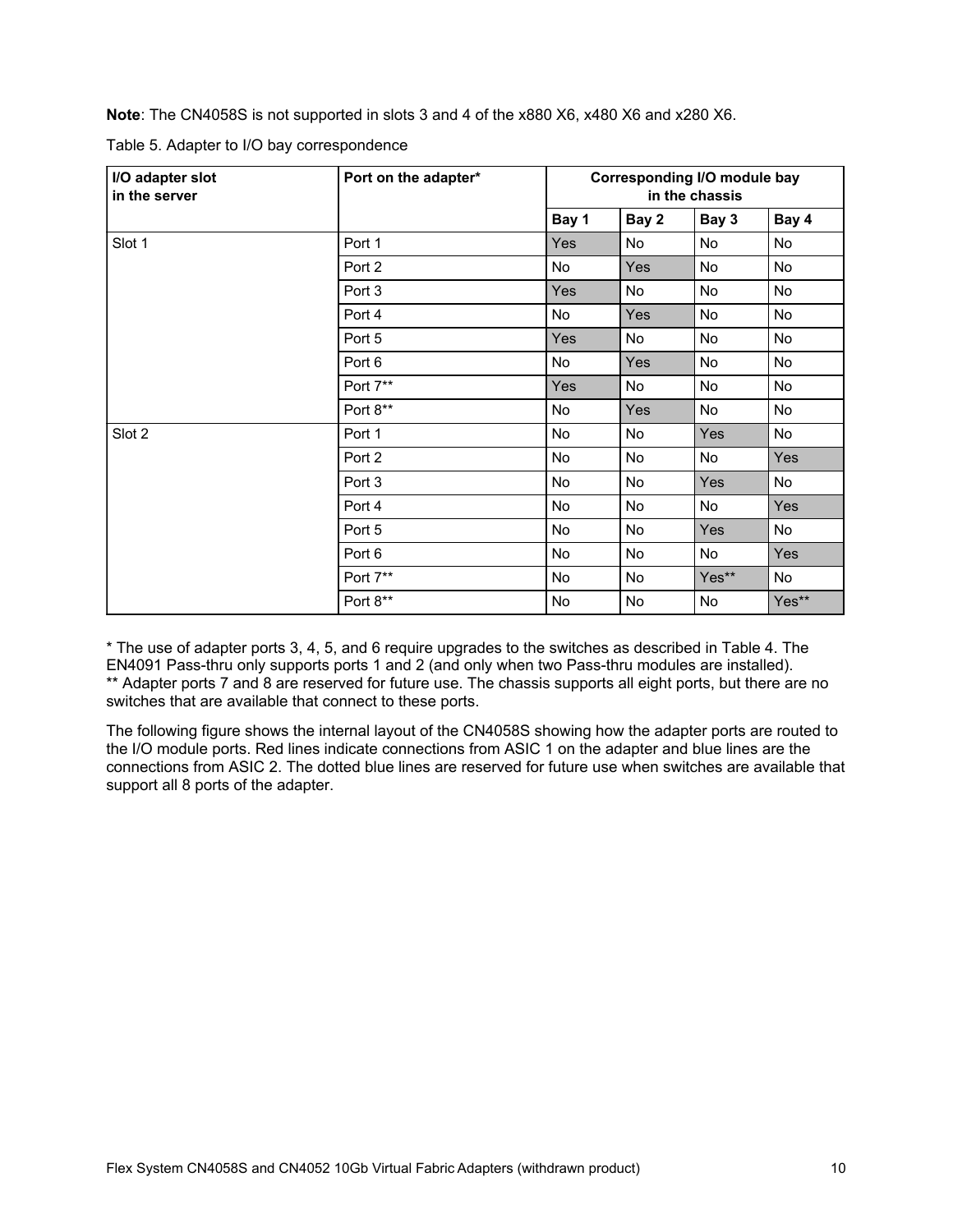**Note**: The CN4058S is not supported in slots 3 and 4 of the x880 X6, x480 X6 and x280 X6.

Table 5. Adapter to I/O bay correspondence

| **I/O adapter slot in the server** | **Port on the adapter*** | **Corresponding I/O module bay in the chassis** | | | |
|---|---|---|---|---|---|
| | | **Bay 1** | **Bay 2** | **Bay 3** | **Bay 4** |
| Slot 1 | Port 1 | Yes | No | No | No |
| | Port 2 | No | Yes | No | No |
| | Port 3 | Yes | No | No | No |
| | Port 4 | No | Yes | No | No |
| | Port 5 | Yes | No | No | No |
| | Port 6 | No | Yes | No | No |
| | Port 7** | Yes | No | No | No |
| | Port 8** | No | Yes | No | No |
| Slot 2 | Port 1 | No | No | Yes | No |
| | Port 2 | No | No | No | Yes |
| | Port 3 | No | No | Yes | No |
| | Port 4 | No | No | No | Yes |
| | Port 5 | No | No | Yes | No |
| | Port 6 | No | No | No | Yes |
| | Port 7** | No | No | Yes** | No |
| | Port 8** | No | No | No | Yes** |

* The use of adapter ports 3, 4, 5, and 6 require upgrades to the switches as described in Table 4. The EN4091 Pass-thru only supports ports 1 and 2 (and only when two Pass-thru modules are installed).
** Adapter ports 7 and 8 are reserved for future use. The chassis supports all eight ports, but there are no switches that are available that connect to these ports.

The following figure shows the internal layout of the CN4058S showing how the adapter ports are routed to the I/O module ports. Red lines indicate connections from ASIC 1 on the adapter and blue lines are the connections from ASIC 2. The dotted blue lines are reserved for future use when switches are available that support all 8 ports of the adapter.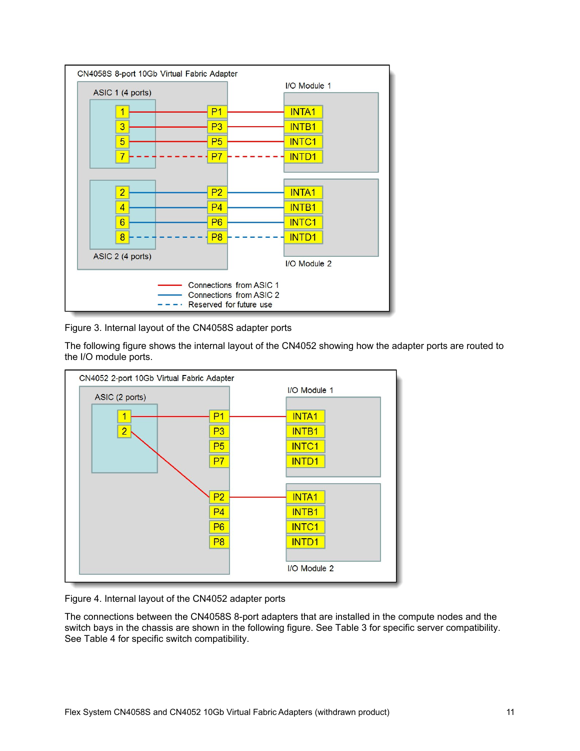Figure 3. Internal layout of the CN4058S adapter ports

The following figure shows the internal layout of the CN4052 showing how the adapter ports are routed to the I/O module ports.

Figure 4. Internal layout of the CN4052 adapter ports

The connections between the CN4058S 8-port adapters that are installed in the compute nodes and the switch bays in the chassis are shown in the following figure. See Table 3 for specific server compatibility. See Table 4 for specific switch compatibility.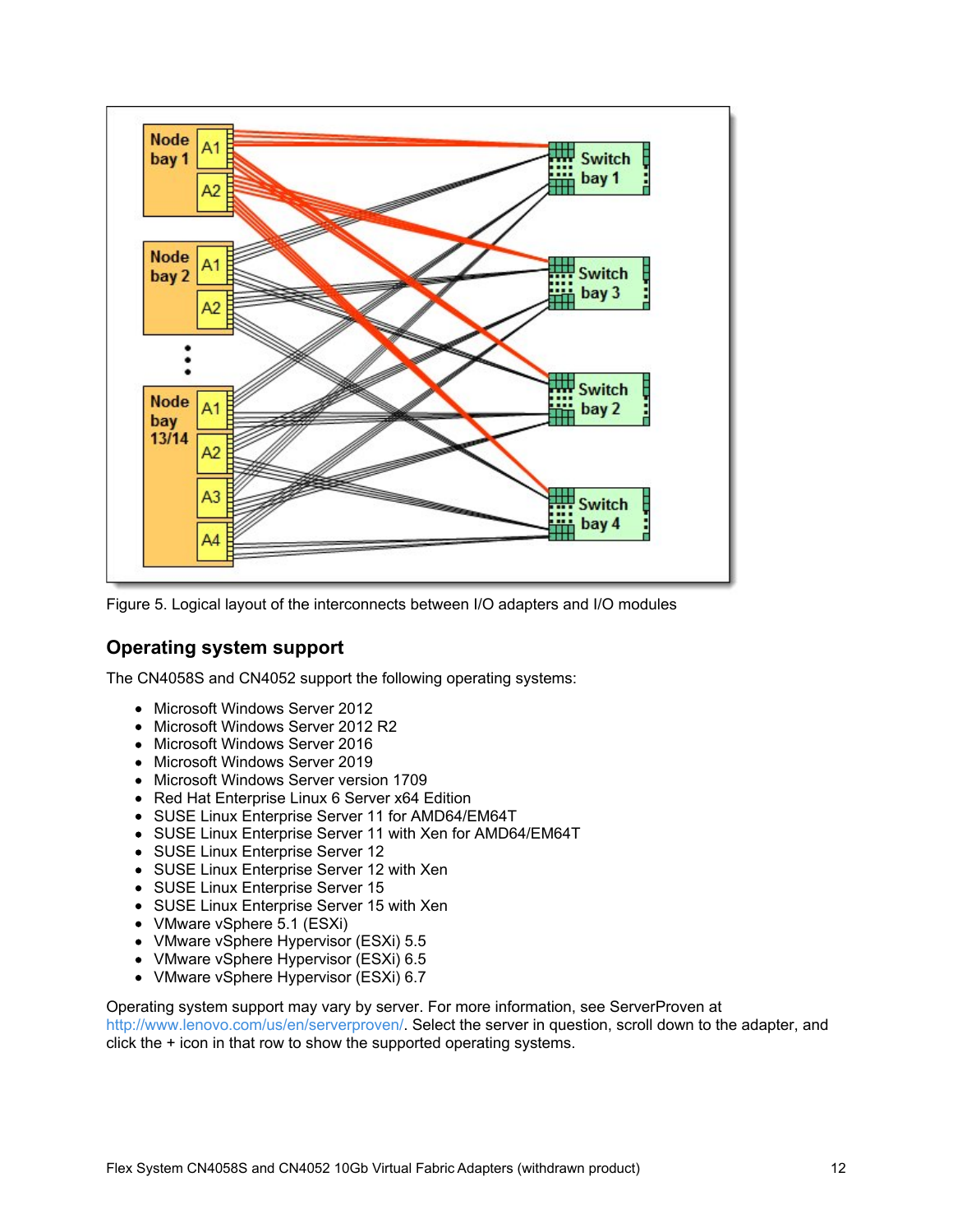Figure 5. Logical layout of the interconnects between I/O adapters and I/O modules

## Operating system support

The CN4058S and CN4052 support the following operating systems:

- Microsoft Windows Server 2012
- Microsoft Windows Server 2012 R2
- Microsoft Windows Server 2016
- Microsoft Windows Server 2019
- Microsoft Windows Server version 1709
- Red Hat Enterprise Linux 6 Server x64 Edition
- SUSE Linux Enterprise Server 11 for AMD64/EM64T
- SUSE Linux Enterprise Server 11 with Xen for AMD64/EM64T
- SUSE Linux Enterprise Server 12
- SUSE Linux Enterprise Server 12 with Xen
- SUSE Linux Enterprise Server 15
- SUSE Linux Enterprise Server 15 with Xen
- VMware vSphere 5.1 (ESXi)
- VMware vSphere Hypervisor (ESXi) 5.5
- VMware vSphere Hypervisor (ESXi) 6.5
- VMware vSphere Hypervisor (ESXi) 6.7

Operating system support may vary by server. For more information, see ServerProven at http://www.lenovo.com/us/en/serverproven/. Select the server in question, scroll down to the adapter, and click the + icon in that row to show the supported operating systems.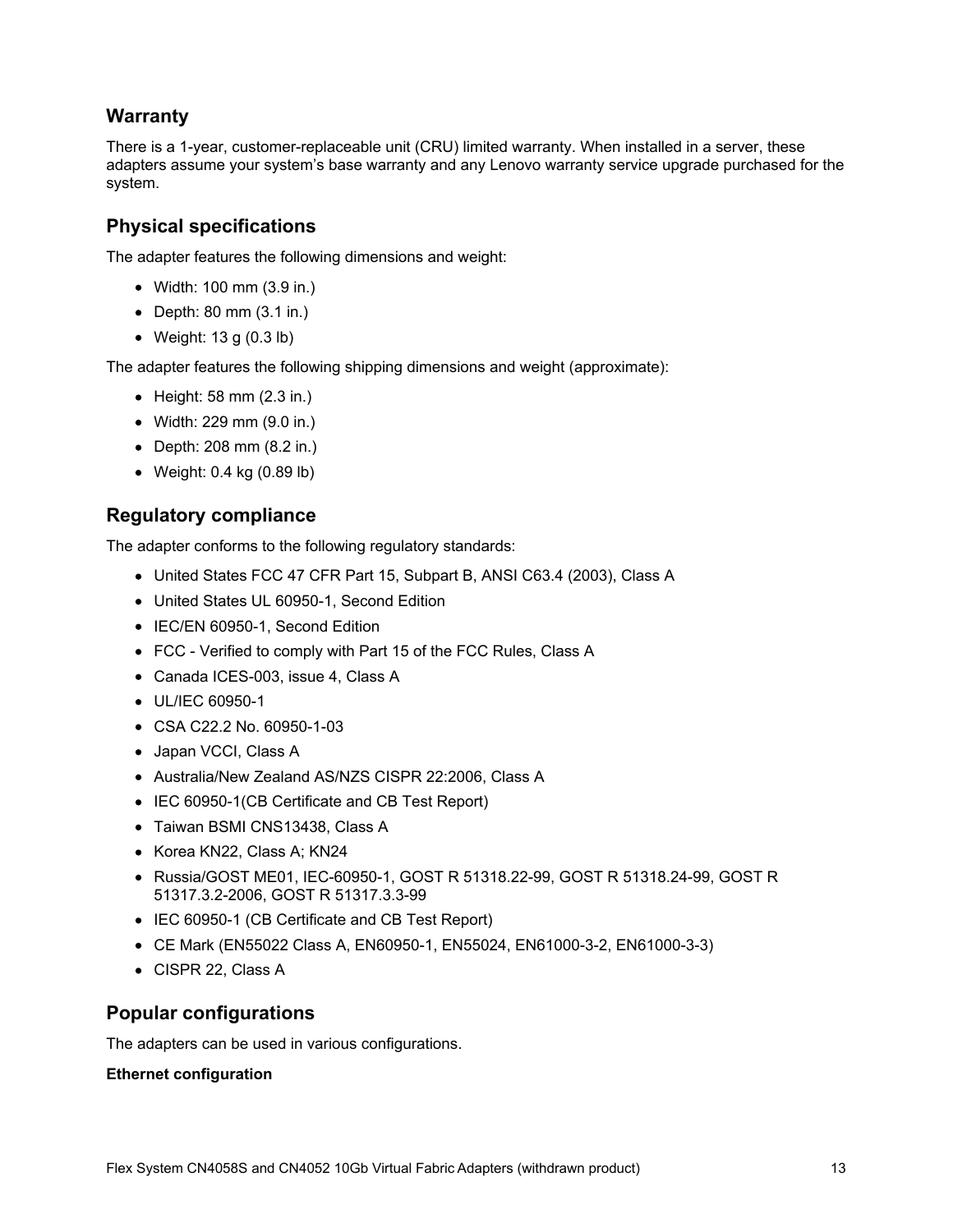## Warranty

There is a 1-year, customer-replaceable unit (CRU) limited warranty. When installed in a server, these adapters assume your system's base warranty and any Lenovo warranty service upgrade purchased for the system.

## Physical specifications

The adapter features the following dimensions and weight:

- Width: 100 mm (3.9 in.)
- Depth: 80 mm (3.1 in.)
- Weight: 13 g (0.3 lb)

The adapter features the following shipping dimensions and weight (approximate):

- Height: 58 mm (2.3 in.)
- Width: 229 mm (9.0 in.)
- Depth: 208 mm (8.2 in.)
- Weight: 0.4 kg (0.89 lb)

## Regulatory compliance

The adapter conforms to the following regulatory standards:

- United States FCC 47 CFR Part 15, Subpart B, ANSI C63.4 (2003), Class A
- United States UL 60950-1, Second Edition
- IEC/EN 60950-1, Second Edition
- FCC - Verified to comply with Part 15 of the FCC Rules, Class A
- Canada ICES-003, issue 4, Class A
- UL/IEC 60950-1
- CSA C22.2 No. 60950-1-03
- Japan VCCI, Class A
- Australia/New Zealand AS/NZS CISPR 22:2006, Class A
- IEC 60950-1(CB Certificate and CB Test Report)
- Taiwan BSMI CNS13438, Class A
- Korea KN22, Class A; KN24
- Russia/GOST ME01, IEC-60950-1, GOST R 51318.22-99, GOST R 51318.24-99, GOST R 51317.3.2-2006, GOST R 51317.3.3-99
- IEC 60950-1 (CB Certificate and CB Test Report)
- CE Mark (EN55022 Class A, EN60950-1, EN55024, EN61000-3-2, EN61000-3-3)
- CISPR 22, Class A

## Popular configurations

The adapters can be used in various configurations.

**Ethernet configuration**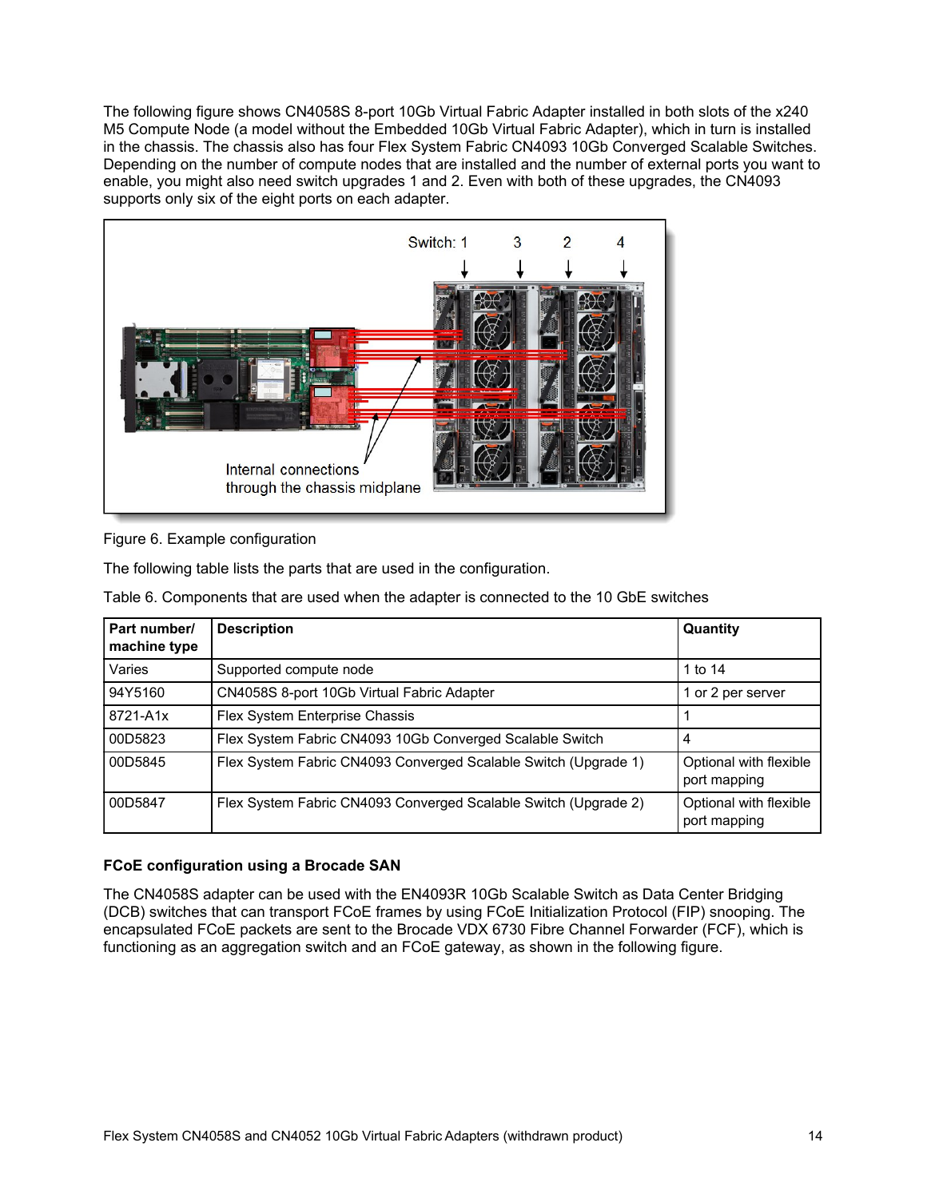The following figure shows CN4058S 8-port 10Gb Virtual Fabric Adapter installed in both slots of the x240 M5 Compute Node (a model without the Embedded 10Gb Virtual Fabric Adapter), which in turn is installed in the chassis. The chassis also has four Flex System Fabric CN4093 10Gb Converged Scalable Switches. Depending on the number of compute nodes that are installed and the number of external ports you want to enable, you might also need switch upgrades 1 and 2. Even with both of these upgrades, the CN4093 supports only six of the eight ports on each adapter.

Figure 6. Example configuration

The following table lists the parts that are used in the configuration.

Table 6. Components that are used when the adapter is connected to the 10 GbE switches

| Part number/ machine type | Description | Quantity |
|---|---|---|
| Varies | Supported compute node | 1 to 14 |
| 94Y5160 | CN4058S 8-port 10Gb Virtual Fabric Adapter | 1 or 2 per server |
| 8721-A1x | Flex System Enterprise Chassis | 1 |
| 00D5823 | Flex System Fabric CN4093 10Gb Converged Scalable Switch | 4 |
| 00D5845 | Flex System Fabric CN4093 Converged Scalable Switch (Upgrade 1) | Optional with flexible port mapping |
| 00D5847 | Flex System Fabric CN4093 Converged Scalable Switch (Upgrade 2) | Optional with flexible port mapping |

**FCoE configuration using a Brocade SAN**

The CN4058S adapter can be used with the EN4093R 10Gb Scalable Switch as Data Center Bridging (DCB) switches that can transport FCoE frames by using FCoE Initialization Protocol (FIP) snooping. The encapsulated FCoE packets are sent to the Brocade VDX 6730 Fibre Channel Forwarder (FCF), which is functioning as an aggregation switch and an FCoE gateway, as shown in the following figure.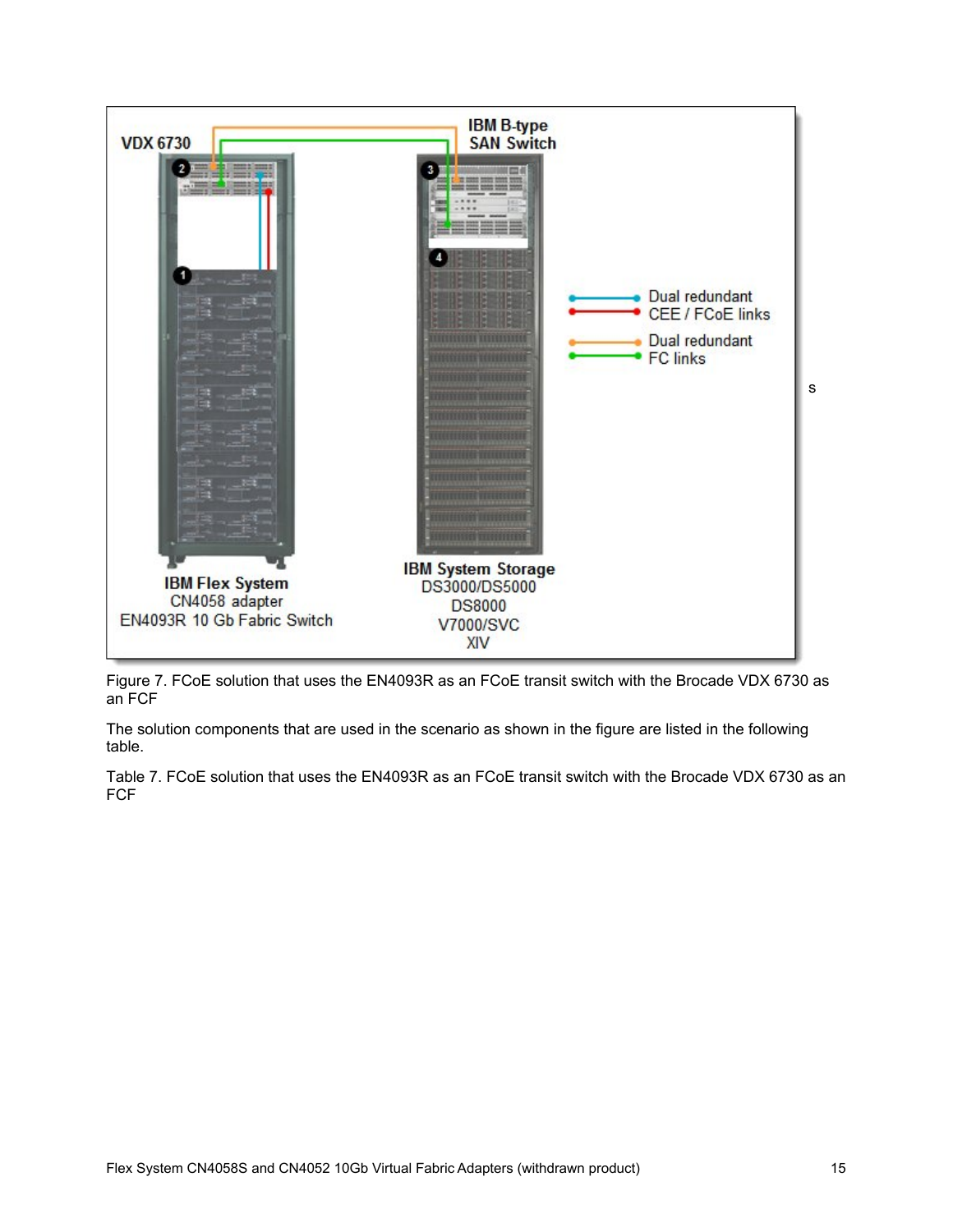Figure 7. FCoE solution that uses the EN4093R as an FCoE transit switch with the Brocade VDX 6730 as an FCF

The solution components that are used in the scenario as shown in the figure are listed in the following table.

Table 7. FCoE solution that uses the EN4093R as an FCoE transit switch with the Brocade VDX 6730 as an FCF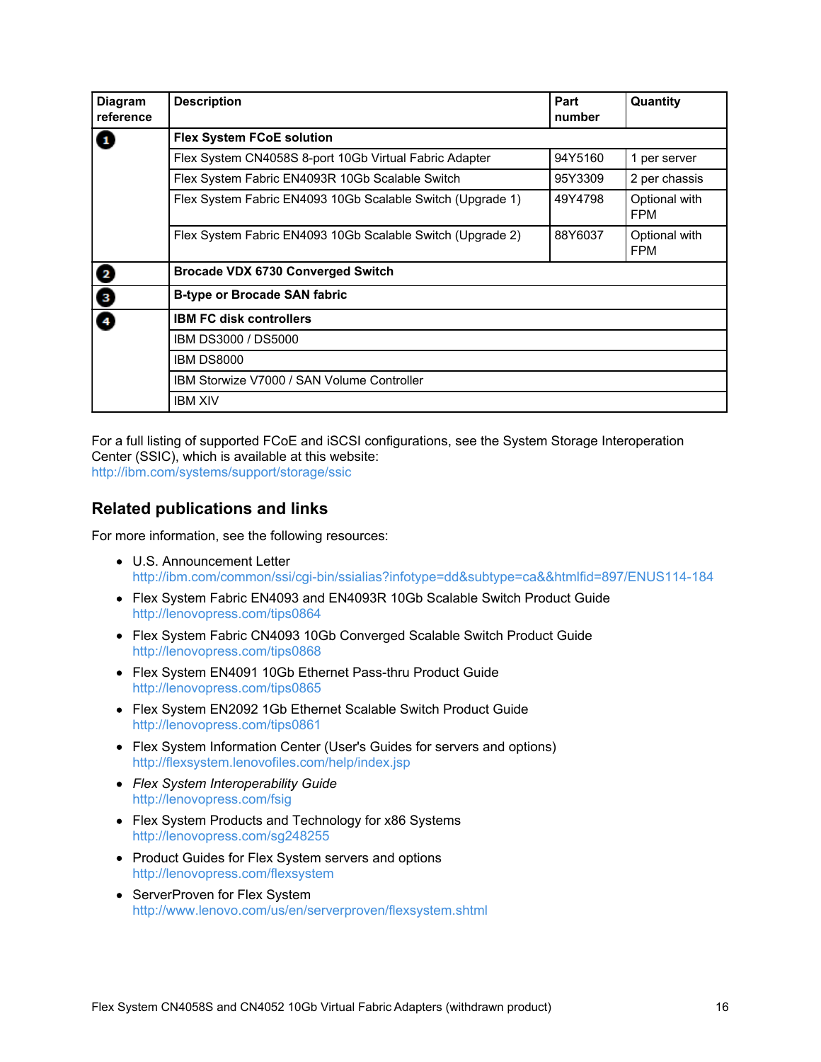| Diagram reference | Description | Part number | Quantity |
|---|---|---|---|
| 1 | **Flex System FCoE solution** | | |
| | Flex System CN4058S 8-port 10Gb Virtual Fabric Adapter | 94Y5160 | 1 per server |
| | Flex System Fabric EN4093R 10Gb Scalable Switch | 95Y3309 | 2 per chassis |
| | Flex System Fabric EN4093 10Gb Scalable Switch (Upgrade 1) | 49Y4798 | Optional with FPM |
| | Flex System Fabric EN4093 10Gb Scalable Switch (Upgrade 2) | 88Y6037 | Optional with FPM |
| 2 | **Brocade VDX 6730 Converged Switch** | | |
| 3 | **B-type or Brocade SAN fabric** | | |
| 4 | **IBM FC disk controllers** | | |
| | IBM DS3000 / DS5000 | | |
| | IBM DS8000 | | |
| | IBM Storwize V7000 / SAN Volume Controller | | |
| | IBM XIV | | |

For a full listing of supported FCoE and iSCSI configurations, see the System Storage Interoperation Center (SSIC), which is available at this website:
http://ibm.com/systems/support/storage/ssic

## Related publications and links

For more information, see the following resources:

- U.S. Announcement Letter
  http://ibm.com/common/ssi/cgi-bin/ssialias?infotype=dd&subtype=ca&&htmlfid=897/ENUS114-184
- Flex System Fabric EN4093 and EN4093R 10Gb Scalable Switch Product Guide
  http://lenovopress.com/tips0864
- Flex System Fabric CN4093 10Gb Converged Scalable Switch Product Guide
  http://lenovopress.com/tips0868
- Flex System EN4091 10Gb Ethernet Pass-thru Product Guide
  http://lenovopress.com/tips0865
- Flex System EN2092 1Gb Ethernet Scalable Switch Product Guide
  http://lenovopress.com/tips0861
- Flex System Information Center (User's Guides for servers and options)
  http://flexsystem.lenovofiles.com/help/index.jsp
- *Flex System Interoperability Guide*
  http://lenovopress.com/fsig
- Flex System Products and Technology for x86 Systems
  http://lenovopress.com/sg248255
- Product Guides for Flex System servers and options
  http://lenovopress.com/flexsystem
- ServerProven for Flex System
  http://www.lenovo.com/us/en/serverproven/flexsystem.shtml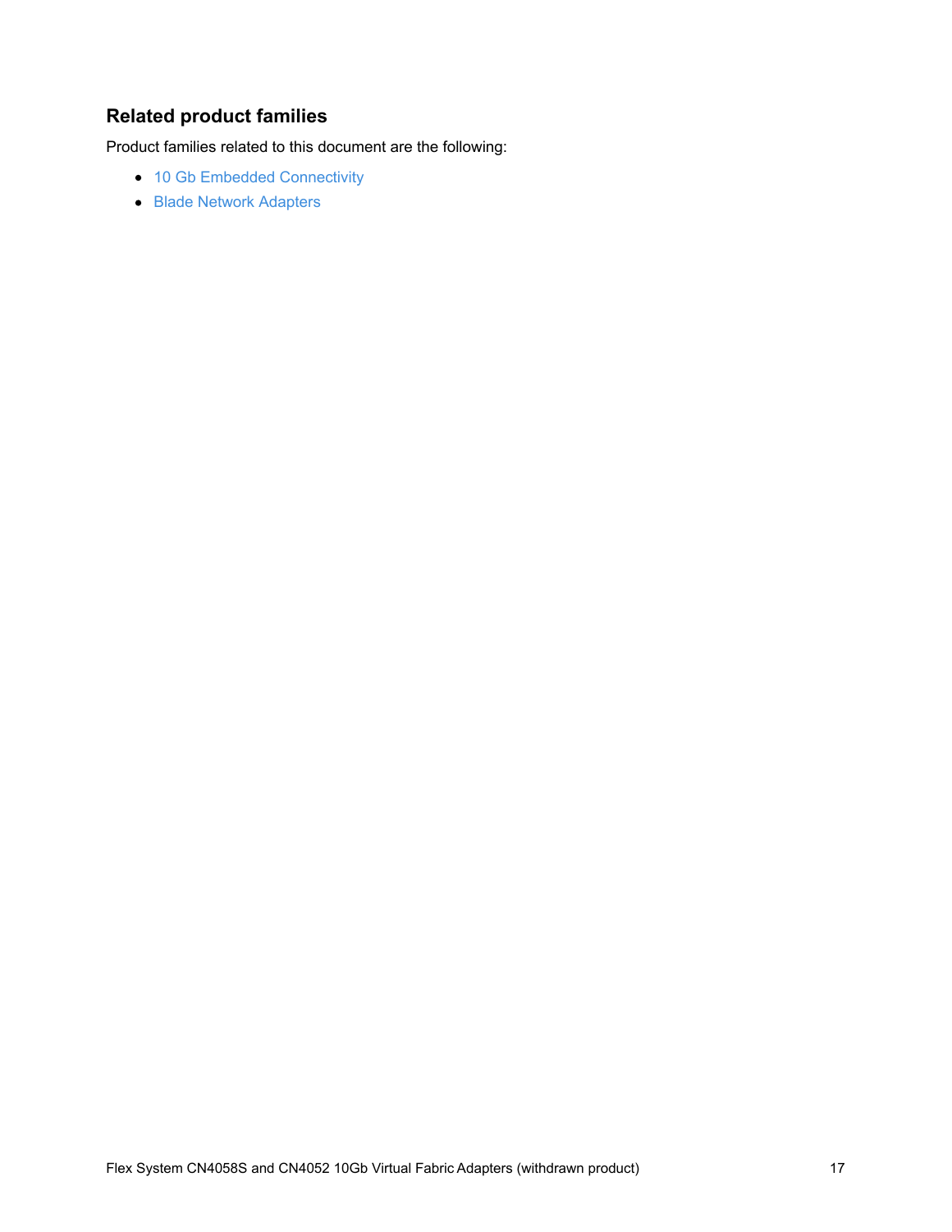## Related product families

Product families related to this document are the following:

- 10 Gb Embedded Connectivity
- Blade Network Adapters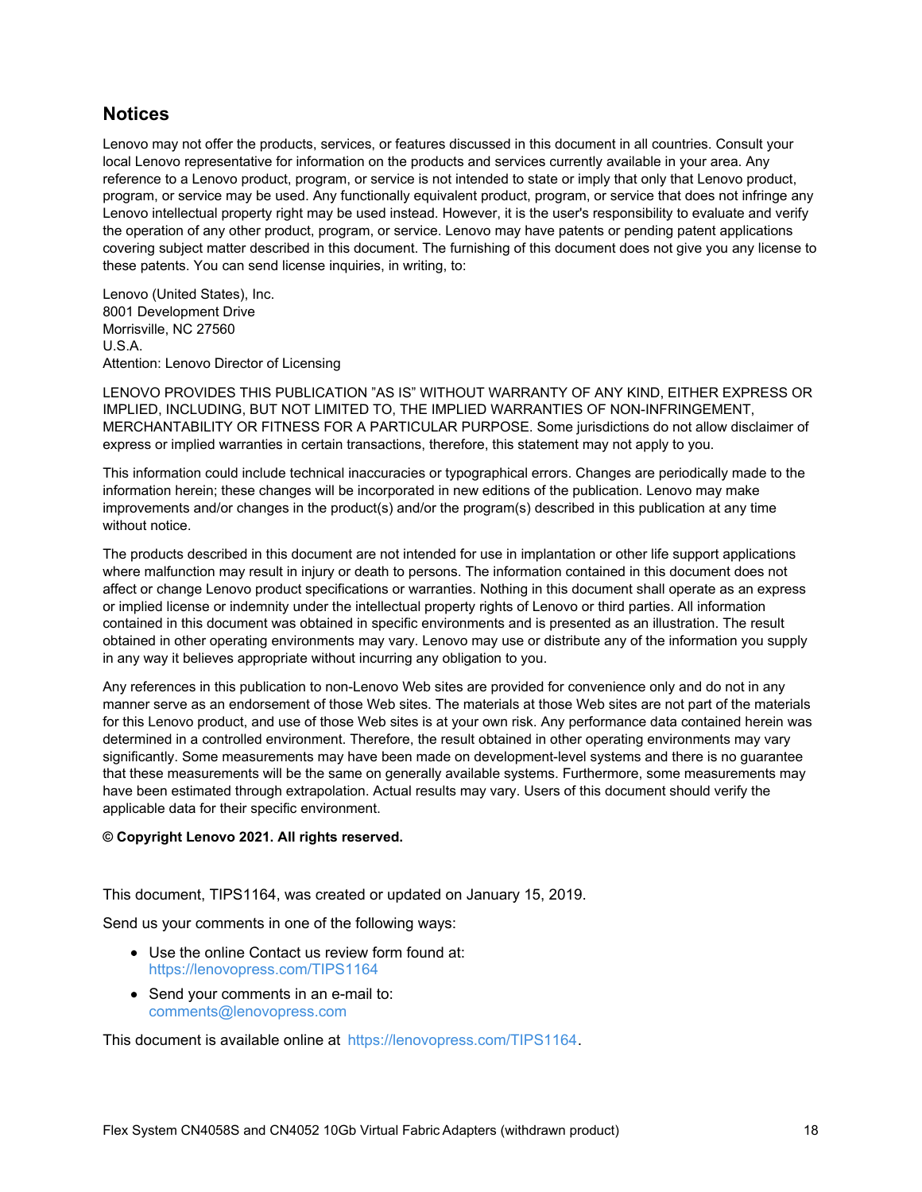## Notices

Lenovo may not offer the products, services, or features discussed in this document in all countries. Consult your local Lenovo representative for information on the products and services currently available in your area. Any reference to a Lenovo product, program, or service is not intended to state or imply that only that Lenovo product, program, or service may be used. Any functionally equivalent product, program, or service that does not infringe any Lenovo intellectual property right may be used instead. However, it is the user's responsibility to evaluate and verify the operation of any other product, program, or service. Lenovo may have patents or pending patent applications covering subject matter described in this document. The furnishing of this document does not give you any license to these patents. You can send license inquiries, in writing, to:

Lenovo (United States), Inc.
8001 Development Drive
Morrisville, NC 27560
U.S.A.
Attention: Lenovo Director of Licensing

LENOVO PROVIDES THIS PUBLICATION "AS IS" WITHOUT WARRANTY OF ANY KIND, EITHER EXPRESS OR IMPLIED, INCLUDING, BUT NOT LIMITED TO, THE IMPLIED WARRANTIES OF NON-INFRINGEMENT, MERCHANTABILITY OR FITNESS FOR A PARTICULAR PURPOSE. Some jurisdictions do not allow disclaimer of express or implied warranties in certain transactions, therefore, this statement may not apply to you.

This information could include technical inaccuracies or typographical errors. Changes are periodically made to the information herein; these changes will be incorporated in new editions of the publication. Lenovo may make improvements and/or changes in the product(s) and/or the program(s) described in this publication at any time without notice.

The products described in this document are not intended for use in implantation or other life support applications where malfunction may result in injury or death to persons. The information contained in this document does not affect or change Lenovo product specifications or warranties. Nothing in this document shall operate as an express or implied license or indemnity under the intellectual property rights of Lenovo or third parties. All information contained in this document was obtained in specific environments and is presented as an illustration. The result obtained in other operating environments may vary. Lenovo may use or distribute any of the information you supply in any way it believes appropriate without incurring any obligation to you.

Any references in this publication to non-Lenovo Web sites are provided for convenience only and do not in any manner serve as an endorsement of those Web sites. The materials at those Web sites are not part of the materials for this Lenovo product, and use of those Web sites is at your own risk. Any performance data contained herein was determined in a controlled environment. Therefore, the result obtained in other operating environments may vary significantly. Some measurements may have been made on development-level systems and there is no guarantee that these measurements will be the same on generally available systems. Furthermore, some measurements may have been estimated through extrapolation. Actual results may vary. Users of this document should verify the applicable data for their specific environment.

**© Copyright Lenovo 2021. All rights reserved.**

This document, TIPS1164, was created or updated on January 15, 2019.

Send us your comments in one of the following ways:

- Use the online Contact us review form found at:
  https://lenovopress.com/TIPS1164
- Send your comments in an e-mail to:
  comments@lenovopress.com

This document is available online at https://lenovopress.com/TIPS1164.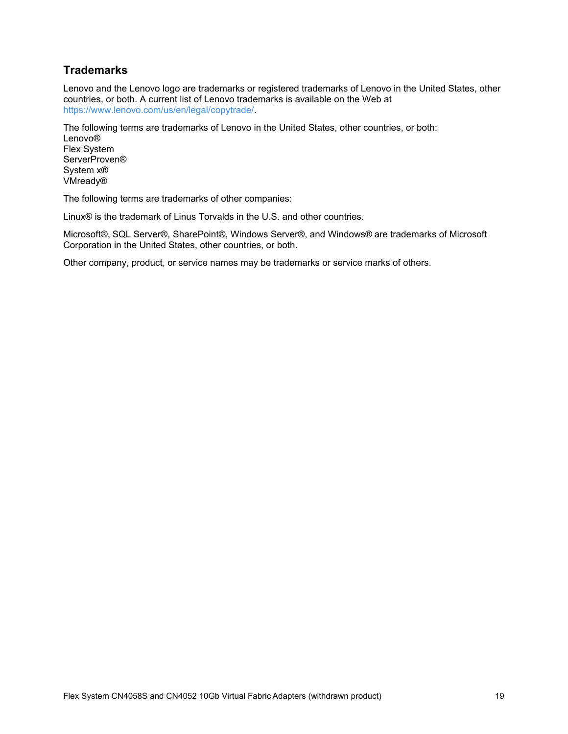## Trademarks

Lenovo and the Lenovo logo are trademarks or registered trademarks of Lenovo in the United States, other countries, or both. A current list of Lenovo trademarks is available on the Web at https://www.lenovo.com/us/en/legal/copytrade/.

The following terms are trademarks of Lenovo in the United States, other countries, or both:
Lenovo®
Flex System
ServerProven®
System x®
VMready®

The following terms are trademarks of other companies:

Linux® is the trademark of Linus Torvalds in the U.S. and other countries.

Microsoft®, SQL Server®, SharePoint®, Windows Server®, and Windows® are trademarks of Microsoft Corporation in the United States, other countries, or both.

Other company, product, or service names may be trademarks or service marks of others.